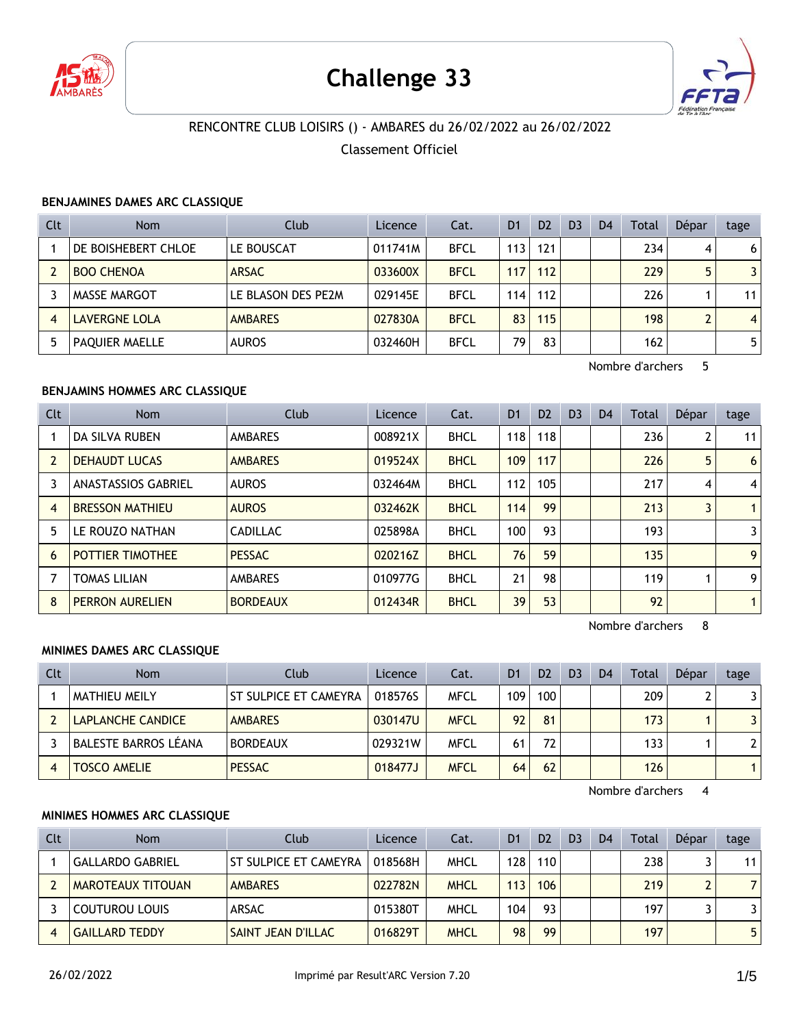# Challenge 33

RENCONTRE CLUB LOISIRS () - AMBARES du 26/02/2022 au 26/02/2022

Classement Officiel

### BENJAMINES DAMES ARC CLASSIQUE

| Clt | Nom | Club | Licence | Cat. | D1 | D2 | D3 | D4 | Total | Dépar | tage |
|---|---|---|---|---|---|---|---|---|---|---|---|
| 1 | DE BOISHEBERT CHLOE | LE BOUSCAT | 011741M | BFCL | 113 | 121 | | | 234 | 4 | 6 |
| 2 | BOO CHENOA | ARSAC | 033600X | BFCL | 117 | 112 | | | 229 | 5 | 3 |
| 3 | MASSE MARGOT | LE BLASON DES PE2M | 029145E | BFCL | 114 | 112 | | | 226 | 1 | 11 |
| 4 | LAVERGNE LOLA | AMBARES | 027830A | BFCL | 83 | 115 | | | 198 | 2 | 4 |
| 5 | PAQUIER MAELLE | AUROS | 032460H | BFCL | 79 | 83 | | | 162 | | 5 |

Nombre d'archers 5

### BENJAMINS HOMMES ARC CLASSIQUE

| Clt | Nom | Club | Licence | Cat. | D1 | D2 | D3 | D4 | Total | Dépar | tage |
|---|---|---|---|---|---|---|---|---|---|---|---|
| 1 | DA SILVA RUBEN | AMBARES | 008921X | BHCL | 118 | 118 | | | 236 | 2 | 11 |
| 2 | DEHAUDT LUCAS | AMBARES | 019524X | BHCL | 109 | 117 | | | 226 | 5 | 6 |
| 3 | ANASTASSIOS GABRIEL | AUROS | 032464M | BHCL | 112 | 105 | | | 217 | 4 | 4 |
| 4 | BRESSON MATHIEU | AUROS | 032462K | BHCL | 114 | 99 | | | 213 | 3 | 1 |
| 5 | LE ROUZO NATHAN | CADILLAC | 025898A | BHCL | 100 | 93 | | | 193 | | 3 |
| 6 | POTTIER TIMOTHEE | PESSAC | 020216Z | BHCL | 76 | 59 | | | 135 | | 9 |
| 7 | TOMAS LILIAN | AMBARES | 010977G | BHCL | 21 | 98 | | | 119 | 1 | 9 |
| 8 | PERRON AURELIEN | BORDEAUX | 012434R | BHCL | 39 | 53 | | | 92 | | 1 |

Nombre d'archers 8

### MINIMES DAMES ARC CLASSIQUE

| Clt | Nom | Club | Licence | Cat. | D1 | D2 | D3 | D4 | Total | Dépar | tage |
|---|---|---|---|---|---|---|---|---|---|---|---|
| 1 | MATHIEU MEILY | ST SULPICE ET CAMEYRA | 018576S | MFCL | 109 | 100 | | | 209 | 2 | 3 |
| 2 | LAPLANCHE CANDICE | AMBARES | 030147U | MFCL | 92 | 81 | | | 173 | 1 | 3 |
| 3 | BALESTE BARROS LÉANA | BORDEAUX | 029321W | MFCL | 61 | 72 | | | 133 | 1 | 2 |
| 4 | TOSCO AMELIE | PESSAC | 018477J | MFCL | 64 | 62 | | | 126 | | 1 |

Nombre d'archers 4

### MINIMES HOMMES ARC CLASSIQUE

| Clt | Nom | Club | Licence | Cat. | D1 | D2 | D3 | D4 | Total | Dépar | tage |
|---|---|---|---|---|---|---|---|---|---|---|---|
| 1 | GALLARDO GABRIEL | ST SULPICE ET CAMEYRA | 018568H | MHCL | 128 | 110 | | | 238 | 3 | 11 |
| 2 | MAROTEAUX TITOUAN | AMBARES | 022782N | MHCL | 113 | 106 | | | 219 | 2 | 7 |
| 3 | COUTUROU LOUIS | ARSAC | 015380T | MHCL | 104 | 93 | | | 197 | 3 | 3 |
| 4 | GAILLARD TEDDY | SAINT JEAN D'ILLAC | 016829T | MHCL | 98 | 99 | | | 197 | | 5 |

26/02/2022 Imprimé par Result'ARC Version 7.20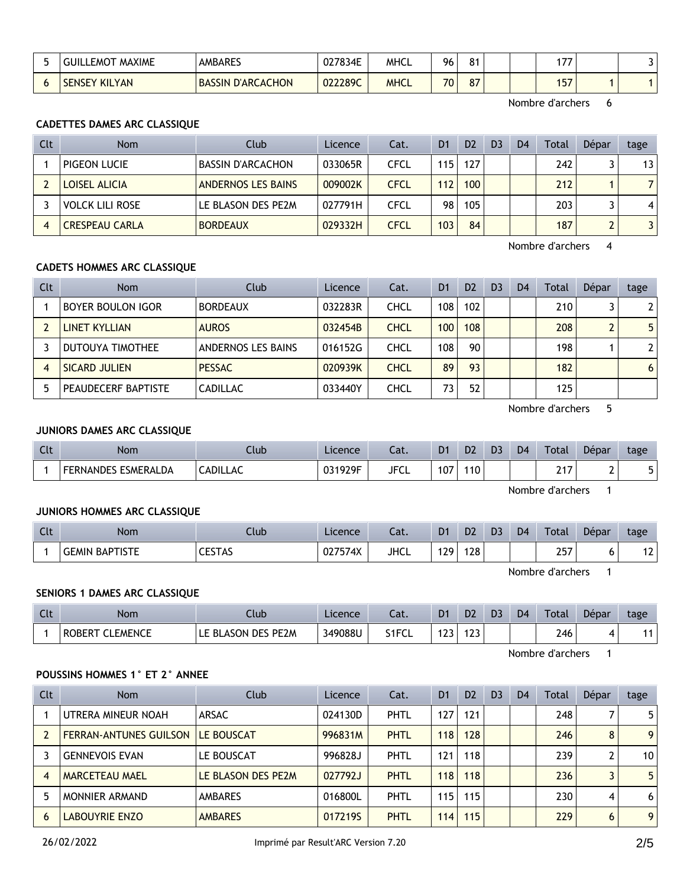| Clt | Nom | Club | Licence | Cat. | D1 | D2 | D3 | D4 | Total | Dépar | tage |
|---|---|---|---|---|---|---|---|---|---|---|---|
| 5 | GUILLEMOT MAXIME | AMBARES | 027834E | MHCL | 96 | 81 | | | 177 | | 3 |
| 6 | SENSEY KILYAN | BASSIN D'ARCACHON | 022289C | MHCL | 70 | 87 | | | 157 | 1 | 1 |

Nombre d'archers 6

**CADETTES DAMES ARC CLASSIQUE**

| Clt | Nom | Club | Licence | Cat. | D1 | D2 | D3 | D4 | Total | Dépar | tage |
|---|---|---|---|---|---|---|---|---|---|---|---|
| 1 | PIGEON LUCIE | BASSIN D'ARCACHON | 033065R | CFCL | 115 | 127 | | | 242 | 3 | 13 |
| 2 | LOISEL ALICIA | ANDERNOS LES BAINS | 009002K | CFCL | 112 | 100 | | | 212 | 1 | 7 |
| 3 | VOLCK LILI ROSE | LE BLASON DES PE2M | 027791H | CFCL | 98 | 105 | | | 203 | 3 | 4 |
| 4 | CRESPEAU CARLA | BORDEAUX | 029332H | CFCL | 103 | 84 | | | 187 | 2 | 3 |

Nombre d'archers 4

**CADETS HOMMES ARC CLASSIQUE**

| Clt | Nom | Club | Licence | Cat. | D1 | D2 | D3 | D4 | Total | Dépar | tage |
|---|---|---|---|---|---|---|---|---|---|---|---|
| 1 | BOYER BOULON IGOR | BORDEAUX | 032283R | CHCL | 108 | 102 | | | 210 | 3 | 2 |
| 2 | LINET KYLLIAN | AUROS | 032454B | CHCL | 100 | 108 | | | 208 | 2 | 5 |
| 3 | DUTOUYA TIMOTHEE | ANDERNOS LES BAINS | 016152G | CHCL | 108 | 90 | | | 198 | 1 | 2 |
| 4 | SICARD JULIEN | PESSAC | 020939K | CHCL | 89 | 93 | | | 182 | | 6 |
| 5 | PEAUDECERF BAPTISTE | CADILLAC | 033440Y | CHCL | 73 | 52 | | | 125 | | |

Nombre d'archers 5

**JUNIORS DAMES ARC CLASSIQUE**

| Clt | Nom | Club | Licence | Cat. | D1 | D2 | D3 | D4 | Total | Dépar | tage |
|---|---|---|---|---|---|---|---|---|---|---|---|
| 1 | FERNANDES ESMERALDA | CADILLAC | 031929F | JFCL | 107 | 110 | | | 217 | 2 | 5 |

Nombre d'archers 1

**JUNIORS HOMMES ARC CLASSIQUE**

| Clt | Nom | Club | Licence | Cat. | D1 | D2 | D3 | D4 | Total | Dépar | tage |
|---|---|---|---|---|---|---|---|---|---|---|---|
| 1 | GEMIN BAPTISTE | CESTAS | 027574X | JHCL | 129 | 128 | | | 257 | 6 | 12 |

Nombre d'archers 1

**SENIORS 1 DAMES ARC CLASSIQUE**

| Clt | Nom | Club | Licence | Cat. | D1 | D2 | D3 | D4 | Total | Dépar | tage |
|---|---|---|---|---|---|---|---|---|---|---|---|
| 1 | ROBERT CLEMENCE | LE BLASON DES PE2M | 349088U | S1FCL | 123 | 123 | | | 246 | 4 | 11 |

Nombre d'archers 1

**POUSSINS HOMMES 1° ET 2° ANNEE**

| Clt | Nom | Club | Licence | Cat. | D1 | D2 | D3 | D4 | Total | Dépar | tage |
|---|---|---|---|---|---|---|---|---|---|---|---|
| 1 | UTRERA MINEUR NOAH | ARSAC | 024130D | PHTL | 127 | 121 | | | 248 | 7 | 5 |
| 2 | FERRAN-ANTUNES GUILSON | LE BOUSCAT | 996831M | PHTL | 118 | 128 | | | 246 | 8 | 9 |
| 3 | GENNEVOIS EVAN | LE BOUSCAT | 996828J | PHTL | 121 | 118 | | | 239 | 2 | 10 |
| 4 | MARCETEAU MAEL | LE BLASON DES PE2M | 027792J | PHTL | 118 | 118 | | | 236 | 3 | 5 |
| 5 | MONNIER ARMAND | AMBARES | 016800L | PHTL | 115 | 115 | | | 230 | 4 | 6 |
| 6 | LABOUYRIE ENZO | AMBARES | 017219S | PHTL | 114 | 115 | | | 229 | 6 | 9 |

26/02/2022 Imprimé par Result'ARC Version 7.20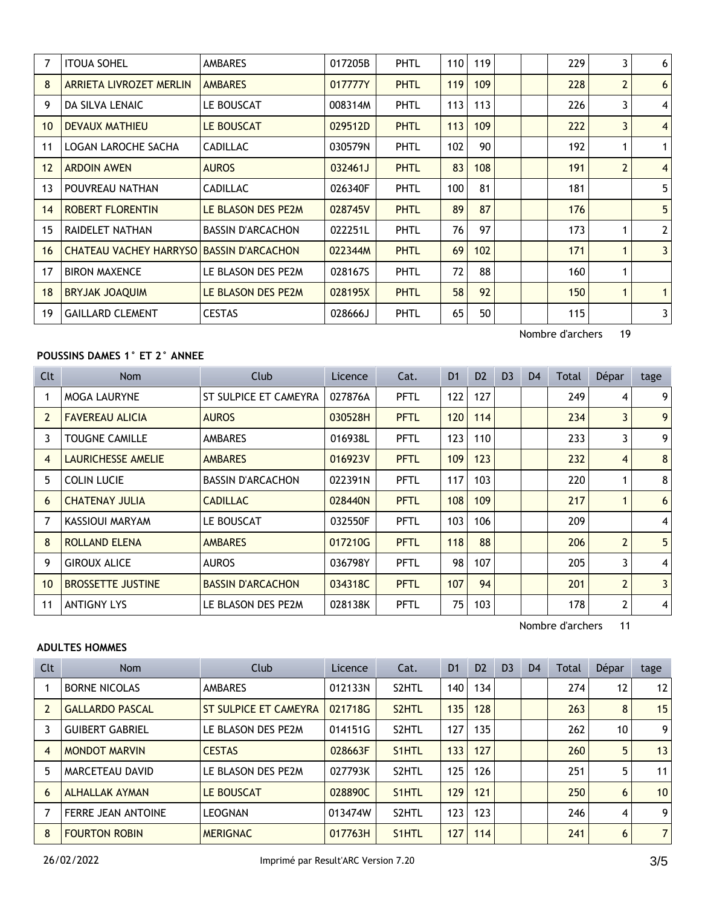| 7 | ITOUA SOHEL | AMBARES | 017205B | PHTL | 110 | 119 | | | 229 | 3 | 6 |
|---|---|---|---|---|---|---|---|---|---|---|---|
| 8 | ARRIETA LIVROZET MERLIN | AMBARES | 017777Y | PHTL | 119 | 109 | | | 228 | 2 | 6 |
| 9 | DA SILVA LENAIC | LE BOUSCAT | 008314M | PHTL | 113 | 113 | | | 226 | 3 | 4 |
| 10 | DEVAUX MATHIEU | LE BOUSCAT | 029512D | PHTL | 113 | 109 | | | 222 | 3 | 4 |
| 11 | LOGAN LAROCHE SACHA | CADILLAC | 030579N | PHTL | 102 | 90 | | | 192 | 1 | 1 |
| 12 | ARDOIN AWEN | AUROS | 032461J | PHTL | 83 | 108 | | | 191 | 2 | 4 |
| 13 | POUVREAU NATHAN | CADILLAC | 026340F | PHTL | 100 | 81 | | | 181 | | 5 |
| 14 | ROBERT FLORENTIN | LE BLASON DES PE2M | 028745V | PHTL | 89 | 87 | | | 176 | | 5 |
| 15 | RAIDELET NATHAN | BASSIN D'ARCACHON | 022251L | PHTL | 76 | 97 | | | 173 | 1 | 2 |
| 16 | CHATEAU VACHEY HARRYSO | BASSIN D'ARCACHON | 022344M | PHTL | 69 | 102 | | | 171 | 1 | 3 |
| 17 | BIRON MAXENCE | LE BLASON DES PE2M | 028167S | PHTL | 72 | 88 | | | 160 | 1 | |
| 18 | BRYJAK JOAQUIM | LE BLASON DES PE2M | 028195X | PHTL | 58 | 92 | | | 150 | 1 | 1 |
| 19 | GAILLARD CLEMENT | CESTAS | 028666J | PHTL | 65 | 50 | | | 115 | | 3 |

Nombre d'archers 19

**POUSSINS DAMES 1° ET 2° ANNEE**

| Clt | Nom | Club | Licence | Cat. | D1 | D2 | D3 | D4 | Total | Dépar | tage |
|---|---|---|---|---|---|---|---|---|---|---|---|
| 1 | MOGA LAURYNE | ST SULPICE ET CAMEYRA | 027876A | PFTL | 122 | 127 | | | 249 | 4 | 9 |
| 2 | FAVEREAU ALICIA | AUROS | 030528H | PFTL | 120 | 114 | | | 234 | 3 | 9 |
| 3 | TOUGNE CAMILLE | AMBARES | 016938L | PFTL | 123 | 110 | | | 233 | 3 | 9 |
| 4 | LAURICHESSE AMELIE | AMBARES | 016923V | PFTL | 109 | 123 | | | 232 | 4 | 8 |
| 5 | COLIN LUCIE | BASSIN D'ARCACHON | 022391N | PFTL | 117 | 103 | | | 220 | 1 | 8 |
| 6 | CHATENAY JULIA | CADILLAC | 028440N | PFTL | 108 | 109 | | | 217 | 1 | 6 |
| 7 | KASSIOUI MARYAM | LE BOUSCAT | 032550F | PFTL | 103 | 106 | | | 209 | | 4 |
| 8 | ROLLAND ELENA | AMBARES | 017210G | PFTL | 118 | 88 | | | 206 | 2 | 5 |
| 9 | GIROUX ALICE | AUROS | 036798Y | PFTL | 98 | 107 | | | 205 | 3 | 4 |
| 10 | BROSSETTE JUSTINE | BASSIN D'ARCACHON | 034318C | PFTL | 107 | 94 | | | 201 | 2 | 3 |
| 11 | ANTIGNY LYS | LE BLASON DES PE2M | 028138K | PFTL | 75 | 103 | | | 178 | 2 | 4 |

Nombre d'archers 11

**ADULTES HOMMES**

| Clt | Nom | Club | Licence | Cat. | D1 | D2 | D3 | D4 | Total | Dépar | tage |
|---|---|---|---|---|---|---|---|---|---|---|---|
| 1 | BORNE NICOLAS | AMBARES | 012133N | S2HTL | 140 | 134 | | | 274 | 12 | 12 |
| 2 | GALLARDO PASCAL | ST SULPICE ET CAMEYRA | 021718G | S2HTL | 135 | 128 | | | 263 | 8 | 15 |
| 3 | GUIBERT GABRIEL | LE BLASON DES PE2M | 014151G | S2HTL | 127 | 135 | | | 262 | 10 | 9 |
| 4 | MONDOT MARVIN | CESTAS | 028663F | S1HTL | 133 | 127 | | | 260 | 5 | 13 |
| 5 | MARCETEAU DAVID | LE BLASON DES PE2M | 027793K | S2HTL | 125 | 126 | | | 251 | 5 | 11 |
| 6 | ALHALLAK AYMAN | LE BOUSCAT | 028890C | S1HTL | 129 | 121 | | | 250 | 6 | 10 |
| 7 | FERRE JEAN ANTOINE | LEOGNAN | 013474W | S2HTL | 123 | 123 | | | 246 | 4 | 9 |
| 8 | FOURTON ROBIN | MERIGNAC | 017763H | S1HTL | 127 | 114 | | | 241 | 6 | 7 |

26/02/2022 Imprimé par Result'ARC Version 7.20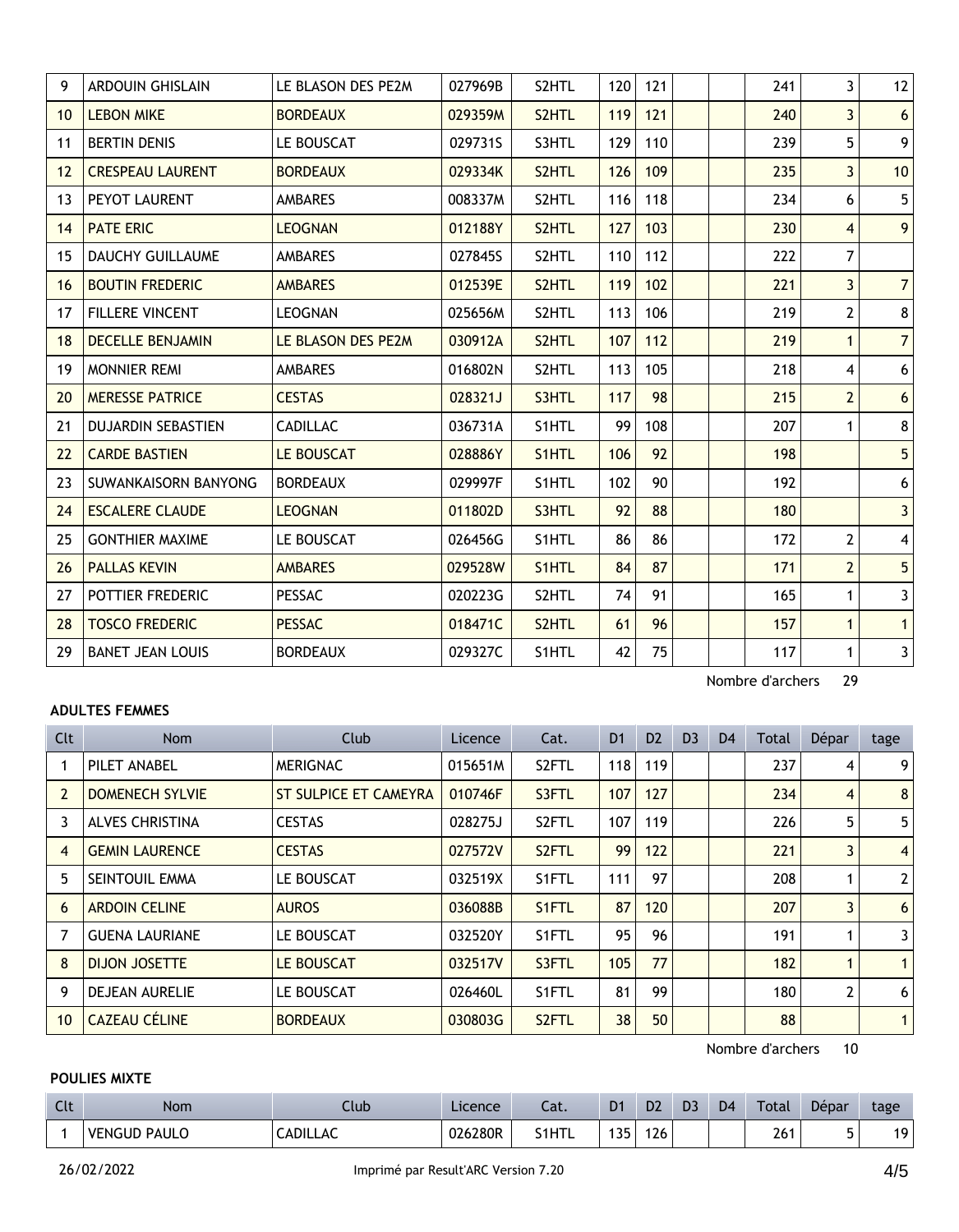| 9 | ARDOUIN GHISLAIN | LE BLASON DES PE2M | 027969B | S2HTL | 120 | 121 | | | 241 | 3 | 12 |
|---|---|---|---|---|---|---|---|---|---|---|---|
| 10 | LEBON MIKE | BORDEAUX | 029359M | S2HTL | 119 | 121 | | | 240 | 3 | 6 |
| 11 | BERTIN DENIS | LE BOUSCAT | 029731S | S3HTL | 129 | 110 | | | 239 | 5 | 9 |
| 12 | CRESPEAU LAURENT | BORDEAUX | 029334K | S2HTL | 126 | 109 | | | 235 | 3 | 10 |
| 13 | PEYOT LAURENT | AMBARES | 008337M | S2HTL | 116 | 118 | | | 234 | 6 | 5 |
| 14 | PATE ERIC | LEOGNAN | 012188Y | S2HTL | 127 | 103 | | | 230 | 4 | 9 |
| 15 | DAUCHY GUILLAUME | AMBARES | 027845S | S2HTL | 110 | 112 | | | 222 | 7 | |
| 16 | BOUTIN FREDERIC | AMBARES | 012539E | S2HTL | 119 | 102 | | | 221 | 3 | 7 |
| 17 | FILLERE VINCENT | LEOGNAN | 025656M | S2HTL | 113 | 106 | | | 219 | 2 | 8 |
| 18 | DECELLE BENJAMIN | LE BLASON DES PE2M | 030912A | S2HTL | 107 | 112 | | | 219 | 1 | 7 |
| 19 | MONNIER REMI | AMBARES | 016802N | S2HTL | 113 | 105 | | | 218 | 4 | 6 |
| 20 | MERESSE PATRICE | CESTAS | 028321J | S3HTL | 117 | 98 | | | 215 | 2 | 6 |
| 21 | DUJARDIN SEBASTIEN | CADILLAC | 036731A | S1HTL | 99 | 108 | | | 207 | 1 | 8 |
| 22 | CARDE BASTIEN | LE BOUSCAT | 028886Y | S1HTL | 106 | 92 | | | 198 | | 5 |
| 23 | SUWANKAISORN BANYONG | BORDEAUX | 029997F | S1HTL | 102 | 90 | | | 192 | | 6 |
| 24 | ESCALERE CLAUDE | LEOGNAN | 011802D | S3HTL | 92 | 88 | | | 180 | | 3 |
| 25 | GONTHIER MAXIME | LE BOUSCAT | 026456G | S1HTL | 86 | 86 | | | 172 | 2 | 4 |
| 26 | PALLAS KEVIN | AMBARES | 029528W | S1HTL | 84 | 87 | | | 171 | 2 | 5 |
| 27 | POTTIER FREDERIC | PESSAC | 020223G | S2HTL | 74 | 91 | | | 165 | 1 | 3 |
| 28 | TOSCO FREDERIC | PESSAC | 018471C | S2HTL | 61 | 96 | | | 157 | 1 | 1 |
| 29 | BANET JEAN LOUIS | BORDEAUX | 029327C | S1HTL | 42 | 75 | | | 117 | 1 | 3 |

Nombre d'archers 29

**ADULTES FEMMES**

| Clt | Nom | Club | Licence | Cat. | D1 | D2 | D3 | D4 | Total | Dépar | tage |
|---|---|---|---|---|---|---|---|---|---|---|---|
| 1 | PILET ANABEL | MERIGNAC | 015651M | S2FTL | 118 | 119 | | | 237 | 4 | 9 |
| 2 | DOMENECH SYLVIE | ST SULPICE ET CAMEYRA | 010746F | S3FTL | 107 | 127 | | | 234 | 4 | 8 |
| 3 | ALVES CHRISTINA | CESTAS | 028275J | S2FTL | 107 | 119 | | | 226 | 5 | 5 |
| 4 | GEMIN LAURENCE | CESTAS | 027572V | S2FTL | 99 | 122 | | | 221 | 3 | 4 |
| 5 | SEINTOUIL EMMA | LE BOUSCAT | 032519X | S1FTL | 111 | 97 | | | 208 | 1 | 2 |
| 6 | ARDOIN CELINE | AUROS | 036088B | S1FTL | 87 | 120 | | | 207 | 3 | 6 |
| 7 | GUENA LAURIANE | LE BOUSCAT | 032520Y | S1FTL | 95 | 96 | | | 191 | 1 | 3 |
| 8 | DIJON JOSETTE | LE BOUSCAT | 032517V | S3FTL | 105 | 77 | | | 182 | 1 | 1 |
| 9 | DEJEAN AURELIE | LE BOUSCAT | 026460L | S1FTL | 81 | 99 | | | 180 | 2 | 6 |
| 10 | CAZEAU CÉLINE | BORDEAUX | 030803G | S2FTL | 38 | 50 | | | 88 | | 1 |

Nombre d'archers 10

**POULIES MIXTE**

| Clt | Nom | Club | Licence | Cat. | D1 | D2 | D3 | D4 | Total | Dépar | tage |
|---|---|---|---|---|---|---|---|---|---|---|---|
| 1 | VENGUD PAULO | CADILLAC | 026280R | S1HTL | 135 | 126 | | | 261 | 5 | 19 |

26/02/2022 Imprimé par Result'ARC Version 7.20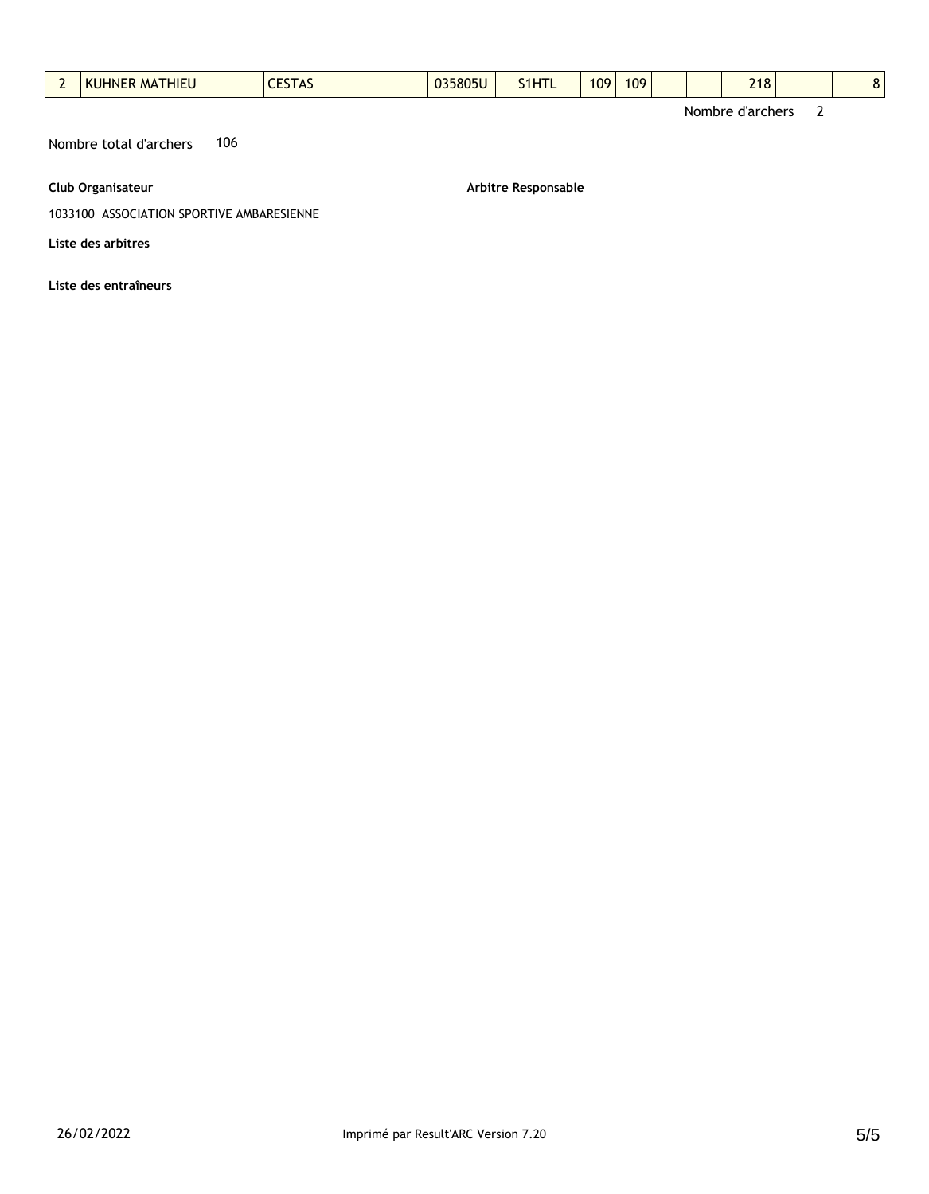| | | | | | | | | | | | | |
|---|---|---|---|---|---|---|---|---|---|---|---|---|
| 2 | KUHNER MATHIEU | CESTAS | 035805U | S1HTL | 109 | 109 | | | 218 | | | 8 |

Nombre d'archers 2

Nombre total d'archers 106

**Club Organisateur**

1033100 ASSOCIATION SPORTIVE AMBARESIENNE

**Arbitre Responsable**

**Liste des arbitres**

**Liste des entraîneurs**

26/02/2022 Imprimé par Result'ARC Version 7.20